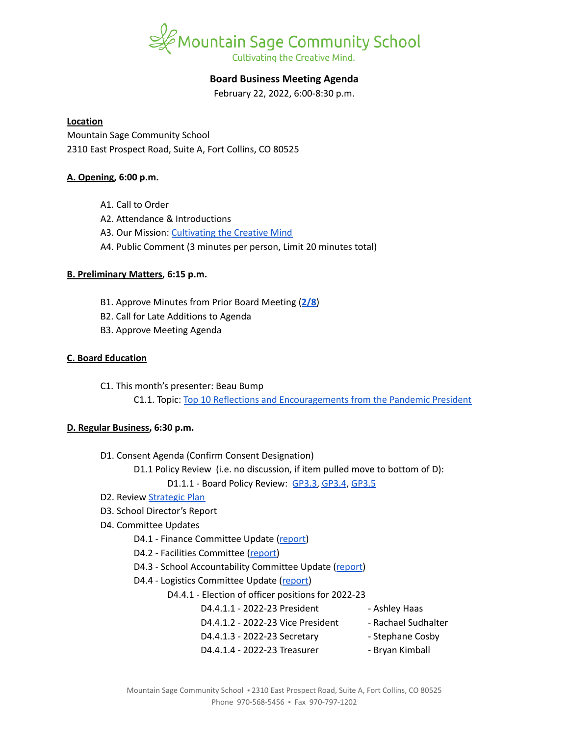# Mountain Sage Community School

Cultivating the Creative Mind.

## Board Business Meeting Agenda

February 22, 2022, 6:00-8:30 p.m.

**Location**

Mountain Sage Community School
2310 East Prospect Road, Suite A, Fort Collins, CO 80525

**A. Opening, 6:00 p.m.**

- A1. Call to Order
- A2. Attendance & Introductions
- A3. Our Mission: Cultivating the Creative Mind
- A4. Public Comment (3 minutes per person, Limit 20 minutes total)

**B. Preliminary Matters, 6:15 p.m.**

- B1. Approve Minutes from Prior Board Meeting (**2/8**)
- B2. Call for Late Additions to Agenda
- B3. Approve Meeting Agenda

**C. Board Education**

- C1. This month's presenter: Beau Bump
  - C1.1. Topic: Top 10 Reflections and Encouragements from the Pandemic President

**D. Regular Business, 6:30 p.m.**

- D1. Consent Agenda (Confirm Consent Designation)
  - D1.1 Policy Review (i.e. no discussion, if item pulled move to bottom of D):
    - D1.1.1 - Board Policy Review: GP3.3, GP3.4, GP3.5
- D2. Review Strategic Plan
- D3. School Director's Report
- D4. Committee Updates
  - D4.1 - Finance Committee Update (report)
  - D4.2 - Facilities Committee (report)
  - D4.3 - School Accountability Committee Update (report)
  - D4.4 - Logistics Committee Update (report)
    - D4.4.1 - Election of officer positions for 2022-23
      - D4.4.1.1 - 2022-23 President - Ashley Haas
      - D4.4.1.2 - 2022-23 Vice President - Rachael Sudhalter
      - D4.4.1.3 - 2022-23 Secretary - Stephane Cosby
      - D4.4.1.4 - 2022-23 Treasurer - Bryan Kimball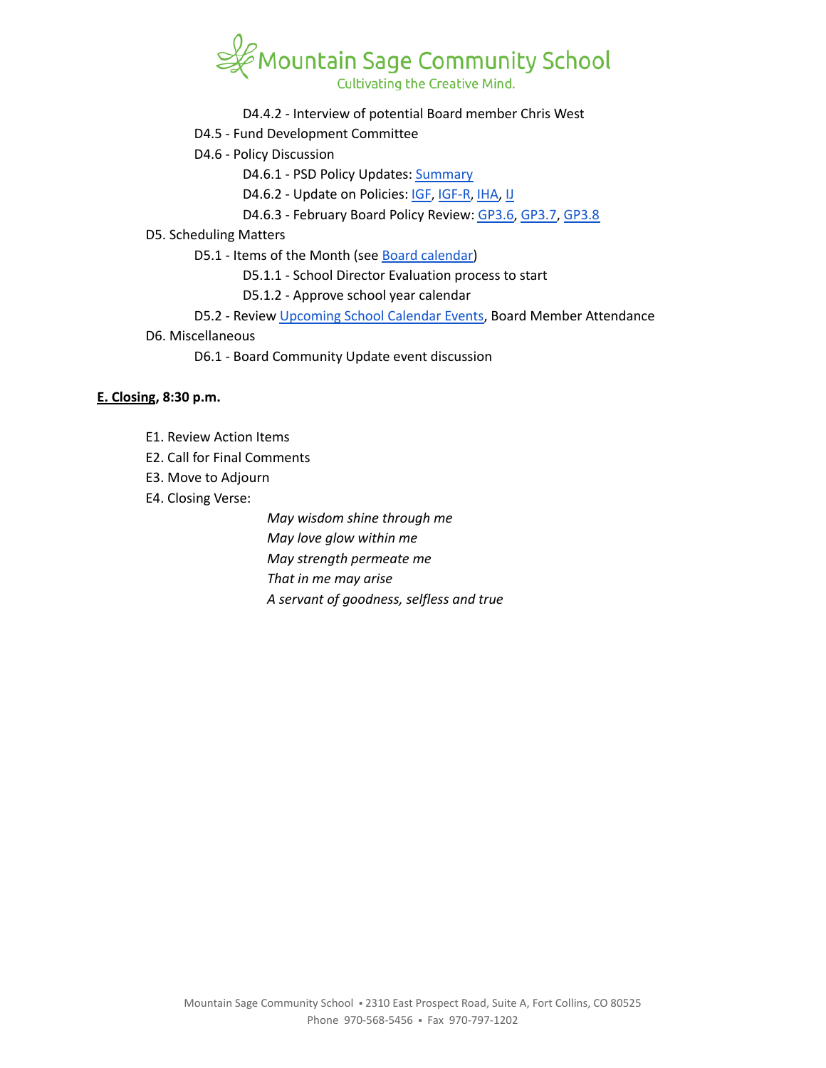D4.4.2 - Interview of potential Board member Chris West

D4.5 - Fund Development Committee

D4.6 - Policy Discussion

D4.6.1 - PSD Policy Updates: Summary

D4.6.2 - Update on Policies: IGF, IGF-R, IHA, IJ

D4.6.3 - February Board Policy Review: GP3.6, GP3.7, GP3.8

D5. Scheduling Matters

D5.1 - Items of the Month (see Board calendar)

D5.1.1 - School Director Evaluation process to start

D5.1.2 - Approve school year calendar

D5.2 - Review Upcoming School Calendar Events, Board Member Attendance

D6. Miscellaneous

D6.1 - Board Community Update event discussion

**E. Closing, 8:30 p.m.**

E1. Review Action Items

E2. Call for Final Comments

E3. Move to Adjourn

E4. Closing Verse:

*May wisdom shine through me*
*May love glow within me*
*May strength permeate me*
*That in me may arise*
*A servant of goodness, selfless and true*